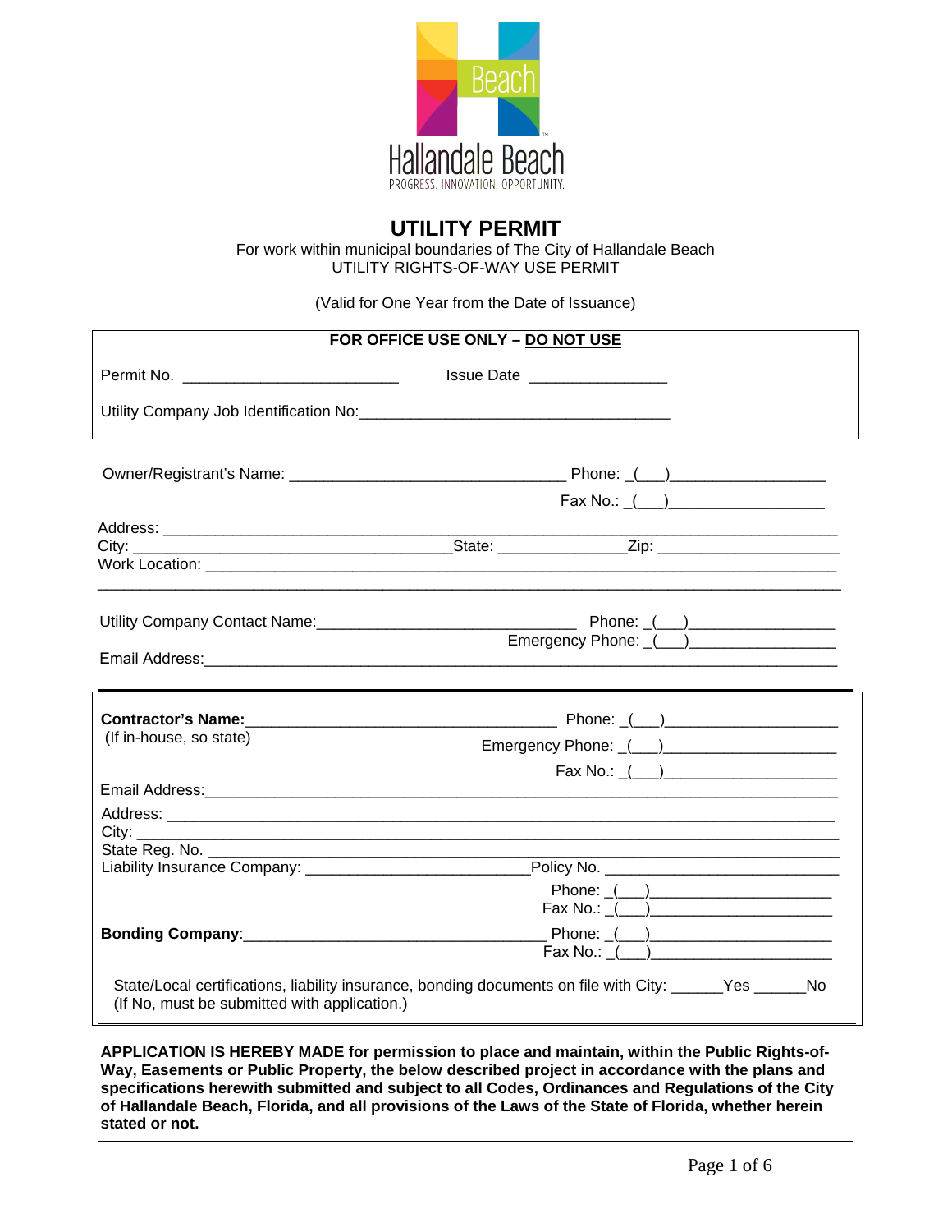Beach

Hallandale Beach

PROGRESS. INNOVATION. OPPORTUNITY.

# UTILITY PERMIT

For work within municipal boundaries of The City of Hallandale Beach
UTILITY RIGHTS-OF-WAY USE PERMIT

(Valid for One Year from the Date of Issuance)

**FOR OFFICE USE ONLY – DO NOT USE**

Permit No. ________________________ Issue Date _______________

Utility Company Job Identification No:___________________________________

Owner/Registrant's Name: _______________________________ Phone: _(___)_________________

Fax No.: _(___)_________________

Address: ___________________________________________________________________________

City: ____________________________________State: ______________Zip: ____________________

Work Location: ______________________________________________________________________

_____________________________________________________________________________________

Utility Company Contact Name:_____________________________ Phone: _(___)________________

Emergency Phone: _(___)________________

Email Address:_______________________________________________________________________

**Contractor's Name:**___________________________________ Phone: _(___)___________________

(If in-house, so state)

Emergency Phone: _(___)___________________

Fax No.: _(___)___________________

Email Address:_______________________________________________________________________

Address: ___________________________________________________________________________

City: _______________________________________________________________________________

State Reg. No. _______________________________________________________________________

Liability Insurance Company: _________________________Policy No. ___________________________

Phone: _(___)_____________________

Fax No.: _(___)_____________________

**Bonding Company**:___________________________________ Phone: _(___)_____________________

Fax No.: _(___)_____________________

State/Local certifications, liability insurance, bonding documents on file with City: ______Yes ______No
(If No, must be submitted with application.)

**APPLICATION IS HEREBY MADE for permission to place and maintain, within the Public Rights-of-Way, Easements or Public Property, the below described project in accordance with the plans and specifications herewith submitted and subject to all Codes, Ordinances and Regulations of the City of Hallandale Beach, Florida, and all provisions of the Laws of the State of Florida, whether herein stated or not.**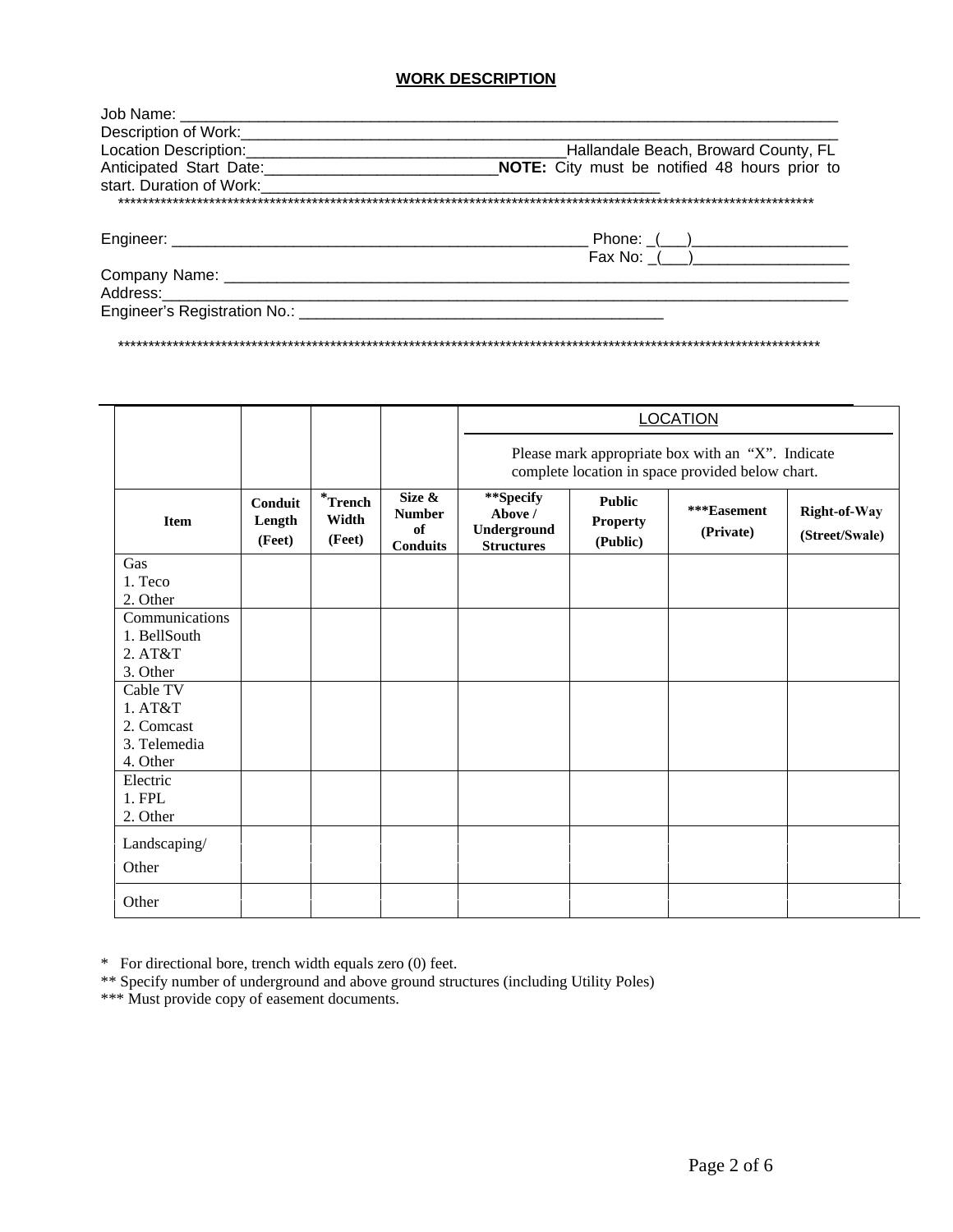## WORK DESCRIPTION

Job Name: ______________________________________________________________________________

Description of Work:______________________________________________________________________

Location Description:____________________________________Hallandale Beach, Broward County, FL

Anticipated Start Date:___________________________**NOTE:** City must be notified 48 hours prior to start. Duration of Work:_______________________________________________

**************************************************************************************************************

Engineer: __________________________________________________ Phone: _(___)__________________

Fax No: _(___)__________________

Company Name: ______________________________________________________________________________

Address:______________________________________________________________________________

Engineer's Registration No.: ___________________________________________

**************************************************************************************************************

| | | | | LOCATION<br>Please mark appropriate box with an "X". Indicate complete location in space provided below chart. | | | |
|---|---|---|---|---|---|---|---|
| **Item** | **Conduit Length (Feet)** | ***Trench Width (Feet)** | **Size & Number of Conduits** | ****Specify Above / Underground Structures** | **Public Property (Public)** | *****Easement (Private)** | **Right-of-Way (Street/Swale)** |
| Gas<br>1. Teco<br>2. Other | | | | | | | |
| Communications<br>1. BellSouth<br>2. AT&T<br>3. Other | | | | | | | |
| Cable TV<br>1. AT&T<br>2. Comcast<br>3. Telemedia<br>4. Other | | | | | | | |
| Electric<br>1. FPL<br>2. Other | | | | | | | |
| Landscaping/<br>Other | | | | | | | |
| Other | | | | | | | |

* For directional bore, trench width equals zero (0) feet.

** Specify number of underground and above ground structures (including Utility Poles)

*** Must provide copy of easement documents.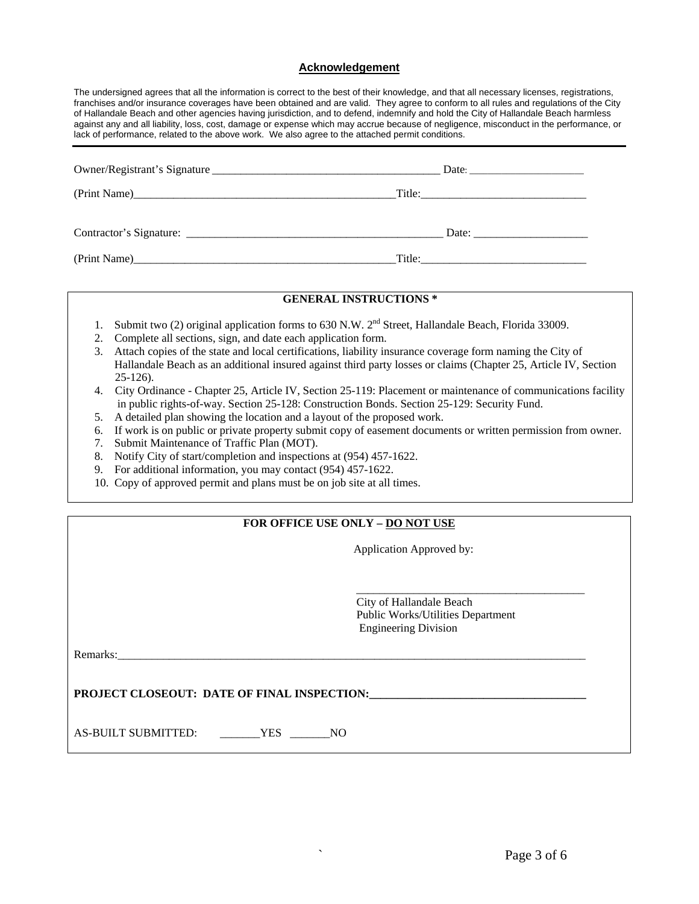## Acknowledgement

The undersigned agrees that all the information is correct to the best of their knowledge, and that all necessary licenses, registrations, franchises and/or insurance coverages have been obtained and are valid. They agree to conform to all rules and regulations of the City of Hallandale Beach and other agencies having jurisdiction, and to defend, indemnify and hold the City of Hallandale Beach harmless against any and all liability, loss, cost, damage or expense which may accrue because of negligence, misconduct in the performance, or lack of performance, related to the above work. We also agree to the attached permit conditions.

---

Owner/Registrant's Signature ________________________________________ Date: ____________________

(Print Name)________________________________________________Title:_____________________________

Contractor's Signature: ______________________________________________ Date: ____________________

(Print Name)________________________________________________Title:_____________________________

**GENERAL INSTRUCTIONS ***

1. Submit two (2) original application forms to 630 N.W. 2nd Street, Hallandale Beach, Florida 33009.
2. Complete all sections, sign, and date each application form.
3. Attach copies of the state and local certifications, liability insurance coverage form naming the City of Hallandale Beach as an additional insured against third party losses or claims (Chapter 25, Article IV, Section 25-126).
4. City Ordinance - Chapter 25, Article IV, Section 25-119: Placement or maintenance of communications facility in public rights-of-way. Section 25-128: Construction Bonds. Section 25-129: Security Fund.
5. A detailed plan showing the location and a layout of the proposed work.
6. If work is on public or private property submit copy of easement documents or written permission from owner.
7. Submit Maintenance of Traffic Plan (MOT).
8. Notify City of start/completion and inspections at (954) 457-1622.
9. For additional information, you may contact (954) 457-1622.
10. Copy of approved permit and plans must be on job site at all times.

**FOR OFFICE USE ONLY – DO NOT USE**

Application Approved by:

________________________________________
City of Hallandale Beach
Public Works/Utilities Department
Engineering Division

Remarks:_____________________________________________________________________________________

**PROJECT CLOSEOUT: DATE OF FINAL INSPECTION:_____________________________________**

AS-BUILT SUBMITTED: _______YES _______NO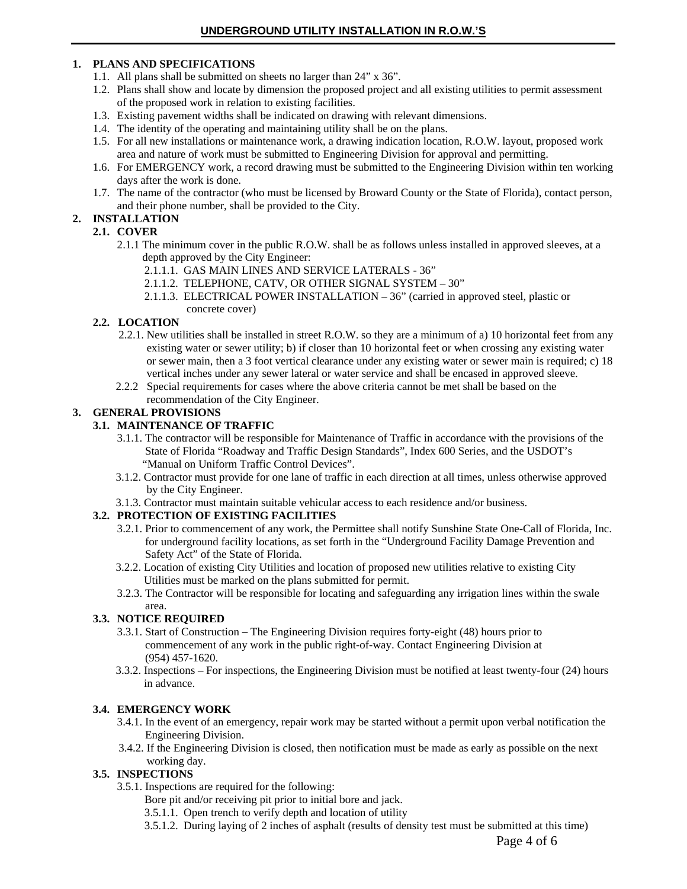## UNDERGROUND UTILITY INSTALLATION IN R.O.W.'S

**1. PLANS AND SPECIFICATIONS**

1.1. All plans shall be submitted on sheets no larger than 24" x 36".

1.2. Plans shall show and locate by dimension the proposed project and all existing utilities to permit assessment of the proposed work in relation to existing facilities.

1.3. Existing pavement widths shall be indicated on drawing with relevant dimensions.

1.4. The identity of the operating and maintaining utility shall be on the plans.

1.5. For all new installations or maintenance work, a drawing indication location, R.O.W. layout, proposed work area and nature of work must be submitted to Engineering Division for approval and permitting.

1.6. For EMERGENCY work, a record drawing must be submitted to the Engineering Division within ten working days after the work is done.

1.7. The name of the contractor (who must be licensed by Broward County or the State of Florida), contact person, and their phone number, shall be provided to the City.

**2. INSTALLATION**

**2.1. COVER**

2.1.1 The minimum cover in the public R.O.W. shall be as follows unless installed in approved sleeves, at a depth approved by the City Engineer:

2.1.1.1. GAS MAIN LINES AND SERVICE LATERALS - 36"

2.1.1.2. TELEPHONE, CATV, OR OTHER SIGNAL SYSTEM – 30"

2.1.1.3. ELECTRICAL POWER INSTALLATION – 36" (carried in approved steel, plastic or concrete cover)

**2.2. LOCATION**

2.2.1. New utilities shall be installed in street R.O.W. so they are a minimum of a) 10 horizontal feet from any existing water or sewer utility; b) if closer than 10 horizontal feet or when crossing any existing water or sewer main, then a 3 foot vertical clearance under any existing water or sewer main is required; c) 18 vertical inches under any sewer lateral or water service and shall be encased in approved sleeve.

2.2.2 Special requirements for cases where the above criteria cannot be met shall be based on the recommendation of the City Engineer.

**3. GENERAL PROVISIONS**

**3.1. MAINTENANCE OF TRAFFIC**

3.1.1. The contractor will be responsible for Maintenance of Traffic in accordance with the provisions of the State of Florida "Roadway and Traffic Design Standards", Index 600 Series, and the USDOT's "Manual on Uniform Traffic Control Devices".

3.1.2. Contractor must provide for one lane of traffic in each direction at all times, unless otherwise approved by the City Engineer.

3.1.3. Contractor must maintain suitable vehicular access to each residence and/or business.

**3.2. PROTECTION OF EXISTING FACILITIES**

3.2.1. Prior to commencement of any work, the Permittee shall notify Sunshine State One-Call of Florida, Inc. for underground facility locations, as set forth in the "Underground Facility Damage Prevention and Safety Act" of the State of Florida.

3.2.2. Location of existing City Utilities and location of proposed new utilities relative to existing City Utilities must be marked on the plans submitted for permit.

3.2.3. The Contractor will be responsible for locating and safeguarding any irrigation lines within the swale area.

**3.3. NOTICE REQUIRED**

3.3.1. Start of Construction – The Engineering Division requires forty-eight (48) hours prior to commencement of any work in the public right-of-way. Contact Engineering Division at (954) 457-1620.

3.3.2. Inspections – For inspections, the Engineering Division must be notified at least twenty-four (24) hours in advance.

**3.4. EMERGENCY WORK**

3.4.1. In the event of an emergency, repair work may be started without a permit upon verbal notification the Engineering Division.

3.4.2. If the Engineering Division is closed, then notification must be made as early as possible on the next working day.

**3.5. INSPECTIONS**

3.5.1. Inspections are required for the following:

Bore pit and/or receiving pit prior to initial bore and jack.

3.5.1.1. Open trench to verify depth and location of utility

3.5.1.2. During laying of 2 inches of asphalt (results of density test must be submitted at this time)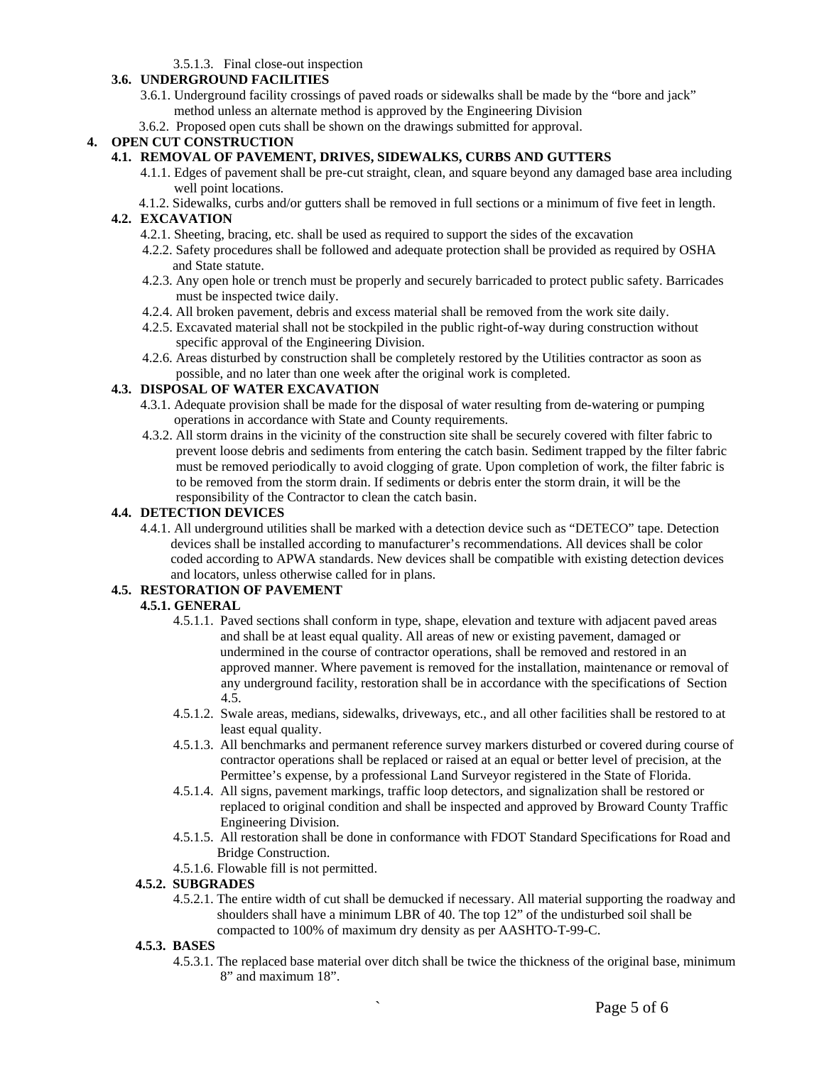3.5.1.3. Final close-out inspection

**3.6. UNDERGROUND FACILITIES**

3.6.1. Underground facility crossings of paved roads or sidewalks shall be made by the "bore and jack" method unless an alternate method is approved by the Engineering Division

3.6.2. Proposed open cuts shall be shown on the drawings submitted for approval.

**4. OPEN CUT CONSTRUCTION**

**4.1. REMOVAL OF PAVEMENT, DRIVES, SIDEWALKS, CURBS AND GUTTERS**

4.1.1. Edges of pavement shall be pre-cut straight, clean, and square beyond any damaged base area including well point locations.

4.1.2. Sidewalks, curbs and/or gutters shall be removed in full sections or a minimum of five feet in length.

**4.2. EXCAVATION**

4.2.1. Sheeting, bracing, etc. shall be used as required to support the sides of the excavation

4.2.2. Safety procedures shall be followed and adequate protection shall be provided as required by OSHA and State statute.

4.2.3. Any open hole or trench must be properly and securely barricaded to protect public safety. Barricades must be inspected twice daily.

4.2.4. All broken pavement, debris and excess material shall be removed from the work site daily.

4.2.5. Excavated material shall not be stockpiled in the public right-of-way during construction without specific approval of the Engineering Division.

4.2.6. Areas disturbed by construction shall be completely restored by the Utilities contractor as soon as possible, and no later than one week after the original work is completed.

**4.3. DISPOSAL OF WATER EXCAVATION**

4.3.1. Adequate provision shall be made for the disposal of water resulting from de-watering or pumping operations in accordance with State and County requirements.

4.3.2. All storm drains in the vicinity of the construction site shall be securely covered with filter fabric to prevent loose debris and sediments from entering the catch basin. Sediment trapped by the filter fabric must be removed periodically to avoid clogging of grate. Upon completion of work, the filter fabric is to be removed from the storm drain. If sediments or debris enter the storm drain, it will be the responsibility of the Contractor to clean the catch basin.

**4.4. DETECTION DEVICES**

4.4.1. All underground utilities shall be marked with a detection device such as "DETECO" tape. Detection devices shall be installed according to manufacturer's recommendations. All devices shall be color coded according to APWA standards. New devices shall be compatible with existing detection devices and locators, unless otherwise called for in plans.

**4.5. RESTORATION OF PAVEMENT**

**4.5.1. GENERAL**

4.5.1.1. Paved sections shall conform in type, shape, elevation and texture with adjacent paved areas and shall be at least equal quality. All areas of new or existing pavement, damaged or undermined in the course of contractor operations, shall be removed and restored in an approved manner. Where pavement is removed for the installation, maintenance or removal of any underground facility, restoration shall be in accordance with the specifications of Section 4.5.

4.5.1.2. Swale areas, medians, sidewalks, driveways, etc., and all other facilities shall be restored to at least equal quality.

4.5.1.3. All benchmarks and permanent reference survey markers disturbed or covered during course of contractor operations shall be replaced or raised at an equal or better level of precision, at the Permittee's expense, by a professional Land Surveyor registered in the State of Florida.

4.5.1.4. All signs, pavement markings, traffic loop detectors, and signalization shall be restored or replaced to original condition and shall be inspected and approved by Broward County Traffic Engineering Division.

4.5.1.5. All restoration shall be done in conformance with FDOT Standard Specifications for Road and Bridge Construction.

4.5.1.6. Flowable fill is not permitted.

**4.5.2. SUBGRADES**

4.5.2.1. The entire width of cut shall be demucked if necessary. All material supporting the roadway and shoulders shall have a minimum LBR of 40. The top 12" of the undisturbed soil shall be compacted to 100% of maximum dry density as per AASHTO-T-99-C.

**4.5.3. BASES**

4.5.3.1. The replaced base material over ditch shall be twice the thickness of the original base, minimum 8" and maximum 18".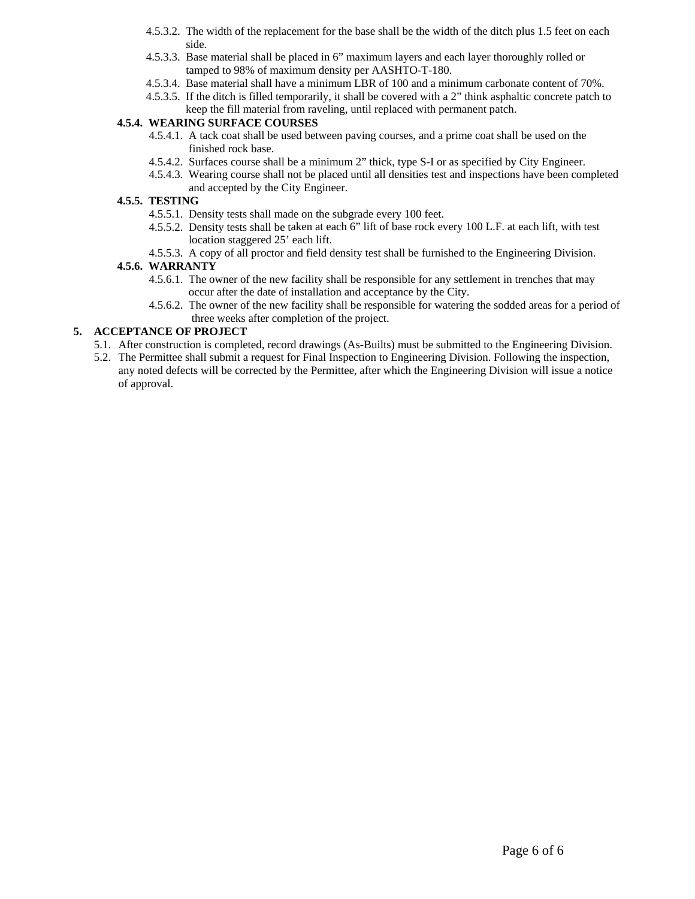4.5.3.2. The width of the replacement for the base shall be the width of the ditch plus 1.5 feet on each side.

4.5.3.3. Base material shall be placed in 6" maximum layers and each layer thoroughly rolled or tamped to 98% of maximum density per AASHTO-T-180.

4.5.3.4. Base material shall have a minimum LBR of 100 and a minimum carbonate content of 70%.

4.5.3.5. If the ditch is filled temporarily, it shall be covered with a 2" think asphaltic concrete patch to keep the fill material from raveling, until replaced with permanent patch.

**4.5.4. WEARING SURFACE COURSES**

4.5.4.1. A tack coat shall be used between paving courses, and a prime coat shall be used on the finished rock base.

4.5.4.2. Surfaces course shall be a minimum 2" thick, type S-I or as specified by City Engineer.

4.5.4.3. Wearing course shall not be placed until all densities test and inspections have been completed and accepted by the City Engineer.

**4.5.5. TESTING**

4.5.5.1. Density tests shall made on the subgrade every 100 feet.

4.5.5.2. Density tests shall be taken at each 6" lift of base rock every 100 L.F. at each lift, with test location staggered 25' each lift.

4.5.5.3. A copy of all proctor and field density test shall be furnished to the Engineering Division.

**4.5.6. WARRANTY**

4.5.6.1. The owner of the new facility shall be responsible for any settlement in trenches that may occur after the date of installation and acceptance by the City.

4.5.6.2. The owner of the new facility shall be responsible for watering the sodded areas for a period of three weeks after completion of the project.

**5. ACCEPTANCE OF PROJECT**

5.1. After construction is completed, record drawings (As-Builts) must be submitted to the Engineering Division.

5.2. The Permittee shall submit a request for Final Inspection to Engineering Division. Following the inspection, any noted defects will be corrected by the Permittee, after which the Engineering Division will issue a notice of approval.